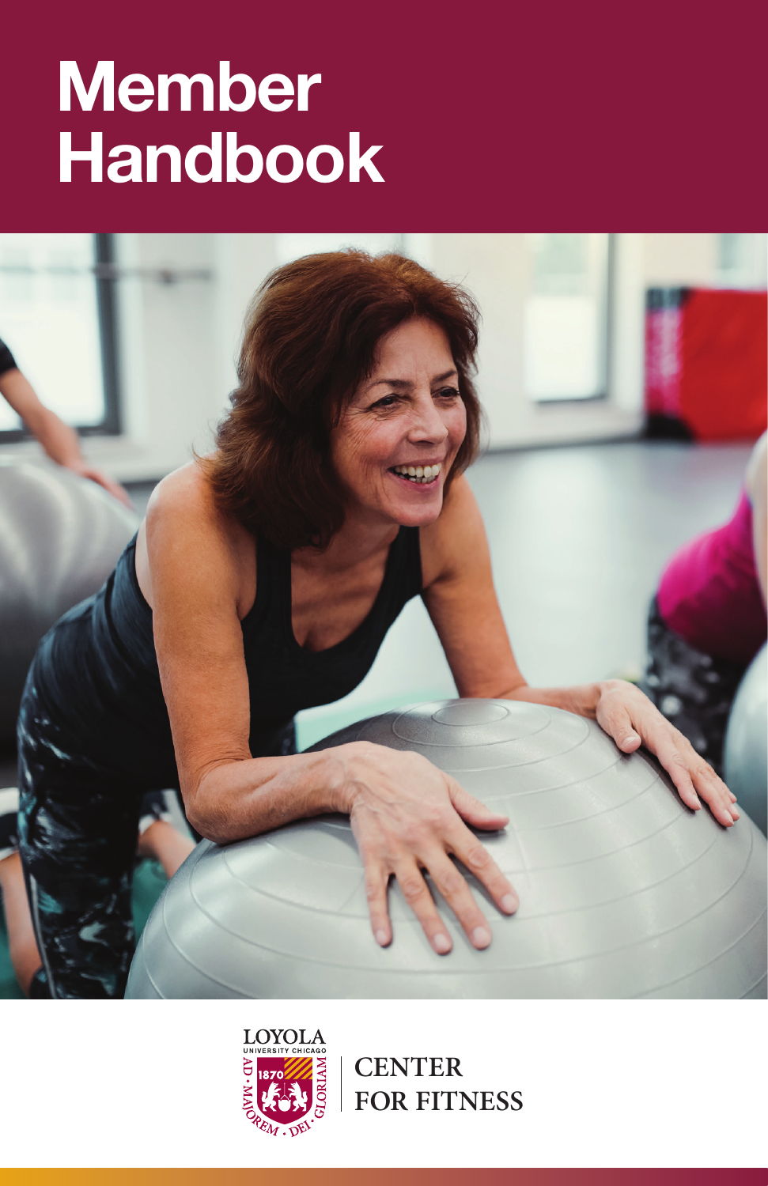# Member Handbook

LOYOLA UNIVERSITY CHICAGO

CENTER FOR FITNESS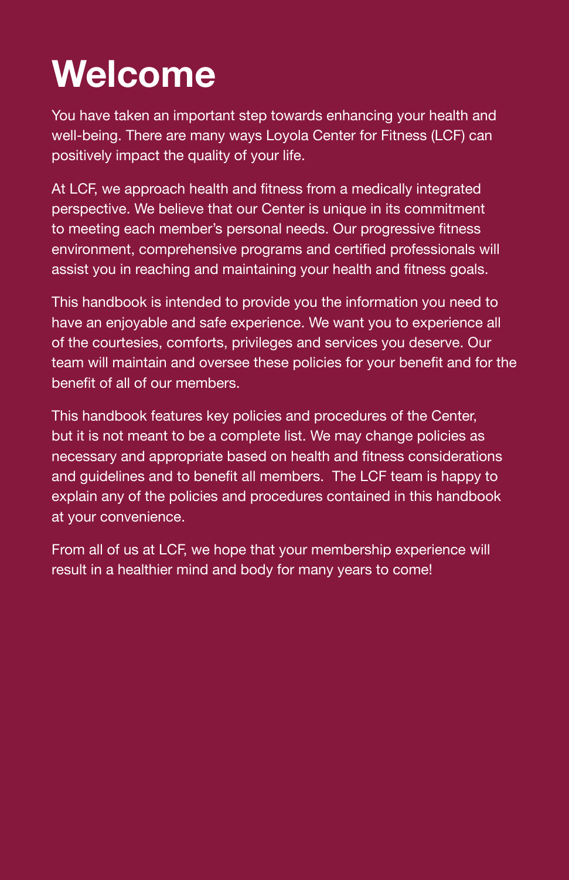# Welcome

You have taken an important step towards enhancing your health and well-being. There are many ways Loyola Center for Fitness (LCF) can positively impact the quality of your life.

At LCF, we approach health and fitness from a medically integrated perspective. We believe that our Center is unique in its commitment to meeting each member's personal needs. Our progressive fitness environment, comprehensive programs and certified professionals will assist you in reaching and maintaining your health and fitness goals.

This handbook is intended to provide you the information you need to have an enjoyable and safe experience. We want you to experience all of the courtesies, comforts, privileges and services you deserve. Our team will maintain and oversee these policies for your benefit and for the benefit of all of our members.

This handbook features key policies and procedures of the Center, but it is not meant to be a complete list. We may change policies as necessary and appropriate based on health and fitness considerations and guidelines and to benefit all members. The LCF team is happy to explain any of the policies and procedures contained in this handbook at your convenience.

From all of us at LCF, we hope that your membership experience will result in a healthier mind and body for many years to come!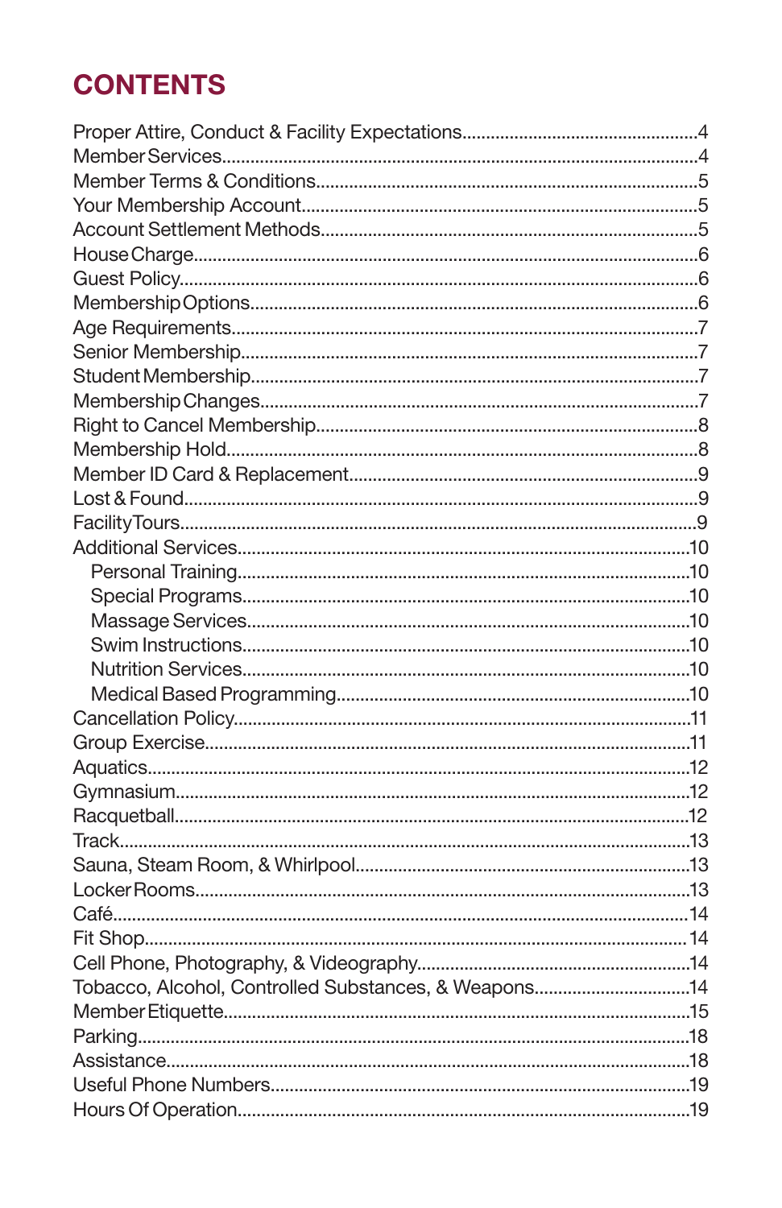# CONTENTS

- Proper Attire, Conduct & Facility Expectations....4
- Member Services....4
- Member Terms & Conditions....5
- Your Membership Account....5
- Account Settlement Methods....5
- House Charge....6
- Guest Policy....6
- Membership Options....6
- Age Requirements....7
- Senior Membership....7
- Student Membership....7
- Membership Changes....7
- Right to Cancel Membership....8
- Membership Hold....8
- Member ID Card & Replacement....9
- Lost & Found....9
- Facility Tours....9
- Additional Services....10
  - Personal Training....10
  - Special Programs....10
  - Massage Services....10
  - Swim Instructions....10
  - Nutrition Services....10
  - Medical Based Programming....10
- Cancellation Policy....11
- Group Exercise....11
- Aquatics....12
- Gymnasium....12
- Racquetball....12
- Track....13
- Sauna, Steam Room, & Whirlpool....13
- Locker Rooms....13
- Café....14
- Fit Shop....14
- Cell Phone, Photography, & Videography....14
- Tobacco, Alcohol, Controlled Substances, & Weapons....14
- Member Etiquette....15
- Parking....18
- Assistance....18
- Useful Phone Numbers....19
- Hours Of Operation....19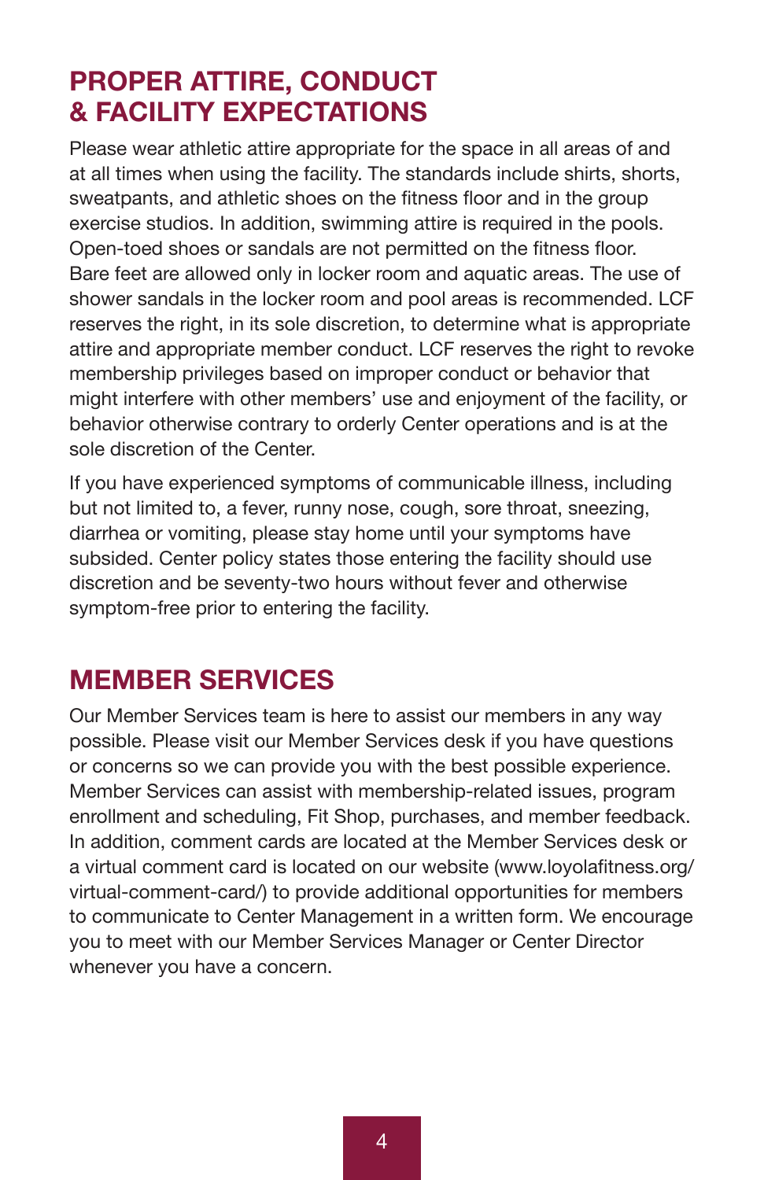## PROPER ATTIRE, CONDUCT & FACILITY EXPECTATIONS

Please wear athletic attire appropriate for the space in all areas of and at all times when using the facility. The standards include shirts, shorts, sweatpants, and athletic shoes on the fitness floor and in the group exercise studios. In addition, swimming attire is required in the pools. Open-toed shoes or sandals are not permitted on the fitness floor. Bare feet are allowed only in locker room and aquatic areas. The use of shower sandals in the locker room and pool areas is recommended. LCF reserves the right, in its sole discretion, to determine what is appropriate attire and appropriate member conduct. LCF reserves the right to revoke membership privileges based on improper conduct or behavior that might interfere with other members' use and enjoyment of the facility, or behavior otherwise contrary to orderly Center operations and is at the sole discretion of the Center.

If you have experienced symptoms of communicable illness, including but not limited to, a fever, runny nose, cough, sore throat, sneezing, diarrhea or vomiting, please stay home until your symptoms have subsided. Center policy states those entering the facility should use discretion and be seventy-two hours without fever and otherwise symptom-free prior to entering the facility.

## MEMBER SERVICES

Our Member Services team is here to assist our members in any way possible. Please visit our Member Services desk if you have questions or concerns so we can provide you with the best possible experience. Member Services can assist with membership-related issues, program enrollment and scheduling, Fit Shop, purchases, and member feedback. In addition, comment cards are located at the Member Services desk or a virtual comment card is located on our website (www.loyolafitness.org/virtual-comment-card/) to provide additional opportunities for members to communicate to Center Management in a written form. We encourage you to meet with our Member Services Manager or Center Director whenever you have a concern.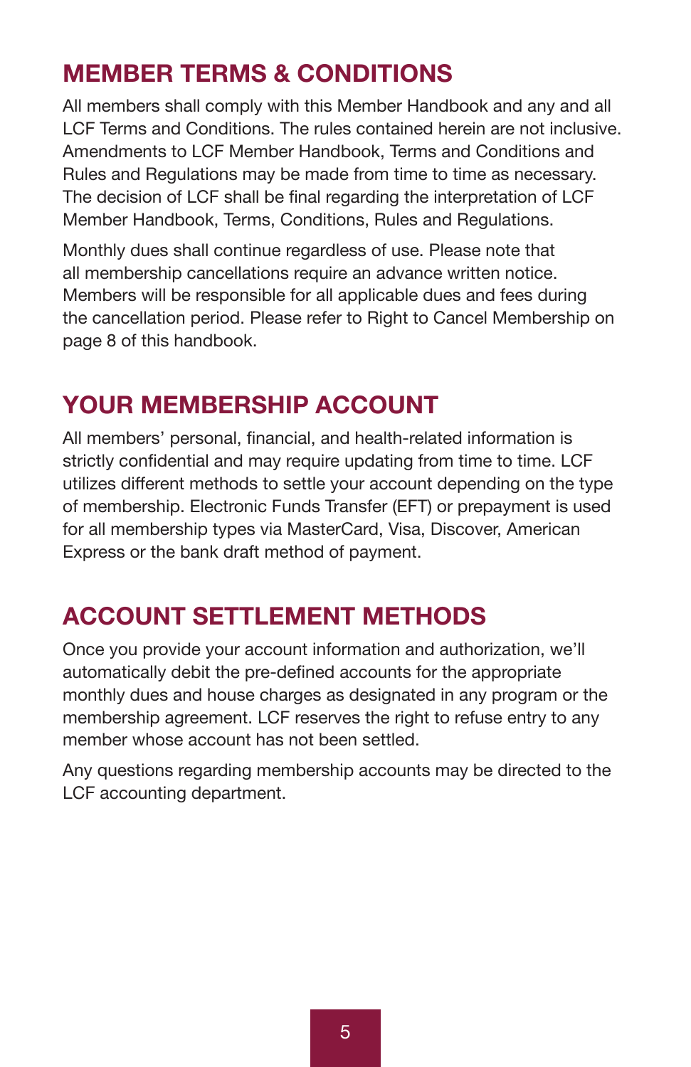## MEMBER TERMS & CONDITIONS

All members shall comply with this Member Handbook and any and all LCF Terms and Conditions. The rules contained herein are not inclusive. Amendments to LCF Member Handbook, Terms and Conditions and Rules and Regulations may be made from time to time as necessary. The decision of LCF shall be final regarding the interpretation of LCF Member Handbook, Terms, Conditions, Rules and Regulations.

Monthly dues shall continue regardless of use. Please note that all membership cancellations require an advance written notice. Members will be responsible for all applicable dues and fees during the cancellation period. Please refer to Right to Cancel Membership on page 8 of this handbook.

## YOUR MEMBERSHIP ACCOUNT

All members' personal, financial, and health-related information is strictly confidential and may require updating from time to time. LCF utilizes different methods to settle your account depending on the type of membership. Electronic Funds Transfer (EFT) or prepayment is used for all membership types via MasterCard, Visa, Discover, American Express or the bank draft method of payment.

## ACCOUNT SETTLEMENT METHODS

Once you provide your account information and authorization, we'll automatically debit the pre-defined accounts for the appropriate monthly dues and house charges as designated in any program or the membership agreement. LCF reserves the right to refuse entry to any member whose account has not been settled.

Any questions regarding membership accounts may be directed to the LCF accounting department.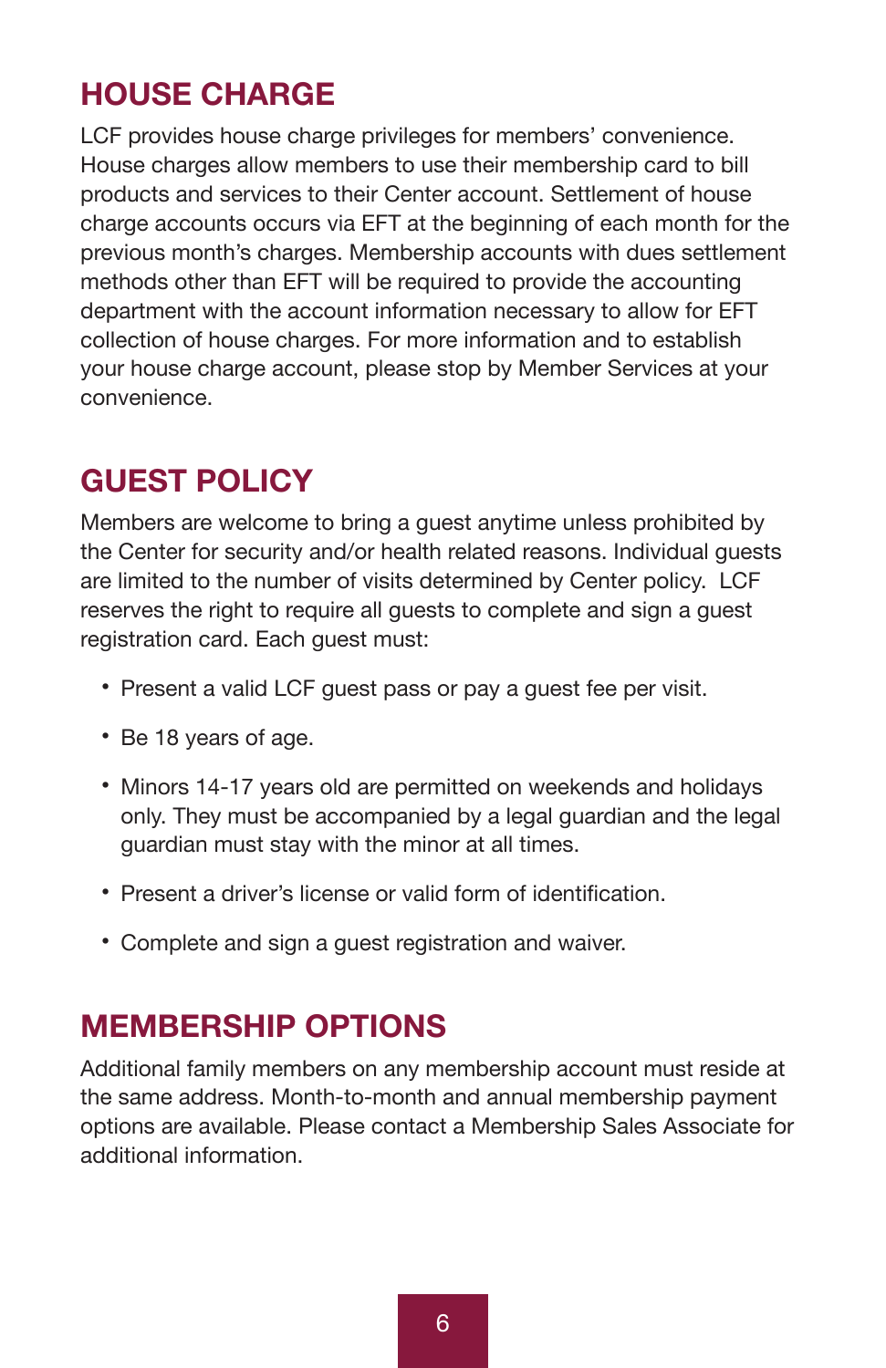## HOUSE CHARGE

LCF provides house charge privileges for members' convenience. House charges allow members to use their membership card to bill products and services to their Center account. Settlement of house charge accounts occurs via EFT at the beginning of each month for the previous month's charges. Membership accounts with dues settlement methods other than EFT will be required to provide the accounting department with the account information necessary to allow for EFT collection of house charges. For more information and to establish your house charge account, please stop by Member Services at your convenience.

## GUEST POLICY

Members are welcome to bring a guest anytime unless prohibited by the Center for security and/or health related reasons. Individual guests are limited to the number of visits determined by Center policy. LCF reserves the right to require all guests to complete and sign a guest registration card. Each guest must:

- Present a valid LCF guest pass or pay a guest fee per visit.
- Be 18 years of age.
- Minors 14-17 years old are permitted on weekends and holidays only. They must be accompanied by a legal guardian and the legal guardian must stay with the minor at all times.
- Present a driver's license or valid form of identification.
- Complete and sign a guest registration and waiver.

## MEMBERSHIP OPTIONS

Additional family members on any membership account must reside at the same address. Month-to-month and annual membership payment options are available. Please contact a Membership Sales Associate for additional information.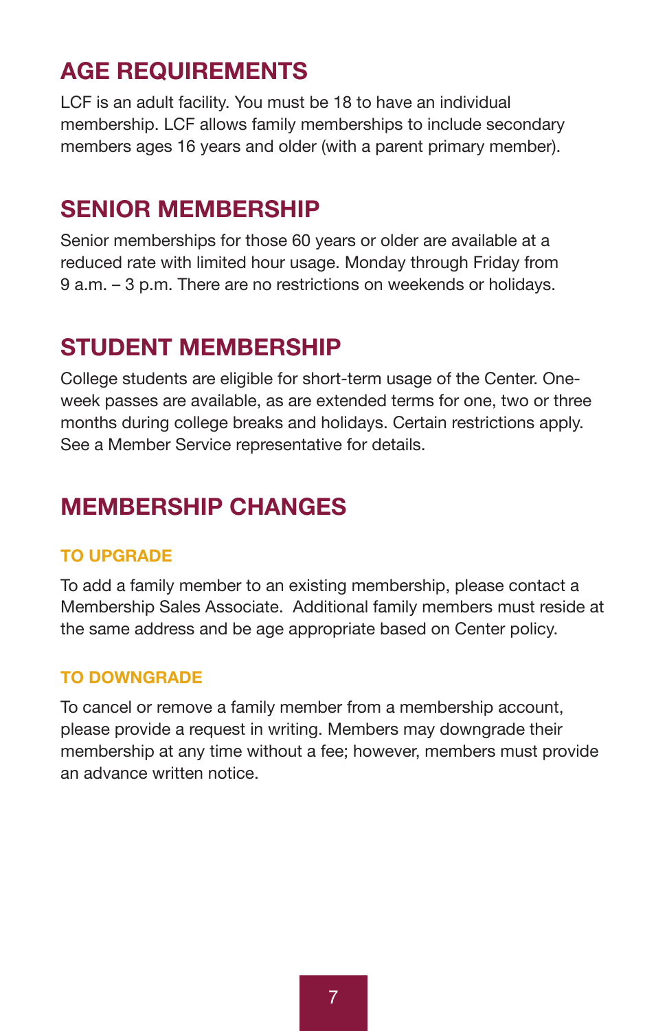## AGE REQUIREMENTS

LCF is an adult facility. You must be 18 to have an individual membership. LCF allows family memberships to include secondary members ages 16 years and older (with a parent primary member).

## SENIOR MEMBERSHIP

Senior memberships for those 60 years or older are available at a reduced rate with limited hour usage. Monday through Friday from 9 a.m. – 3 p.m. There are no restrictions on weekends or holidays.

## STUDENT MEMBERSHIP

College students are eligible for short-term usage of the Center. One-week passes are available, as are extended terms for one, two or three months during college breaks and holidays. Certain restrictions apply. See a Member Service representative for details.

## MEMBERSHIP CHANGES

### TO UPGRADE

To add a family member to an existing membership, please contact a Membership Sales Associate. Additional family members must reside at the same address and be age appropriate based on Center policy.

### TO DOWNGRADE

To cancel or remove a family member from a membership account, please provide a request in writing. Members may downgrade their membership at any time without a fee; however, members must provide an advance written notice.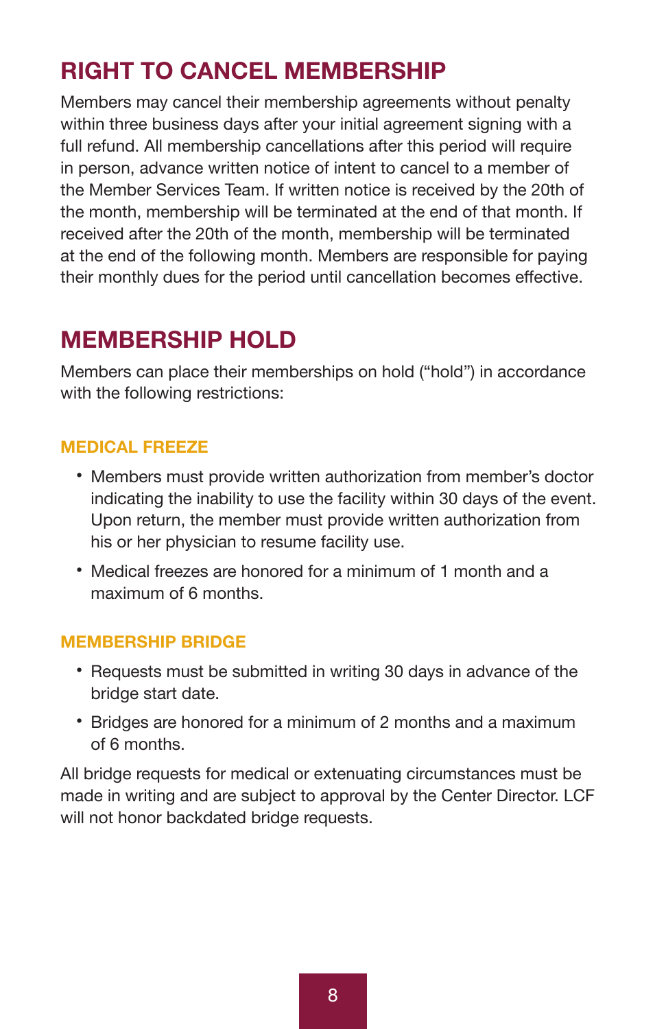## RIGHT TO CANCEL MEMBERSHIP

Members may cancel their membership agreements without penalty within three business days after your initial agreement signing with a full refund. All membership cancellations after this period will require in person, advance written notice of intent to cancel to a member of the Member Services Team. If written notice is received by the 20th of the month, membership will be terminated at the end of that month. If received after the 20th of the month, membership will be terminated at the end of the following month. Members are responsible for paying their monthly dues for the period until cancellation becomes effective.

## MEMBERSHIP HOLD

Members can place their memberships on hold ("hold") in accordance with the following restrictions:

### MEDICAL FREEZE

- Members must provide written authorization from member's doctor indicating the inability to use the facility within 30 days of the event. Upon return, the member must provide written authorization from his or her physician to resume facility use.
- Medical freezes are honored for a minimum of 1 month and a maximum of 6 months.

### MEMBERSHIP BRIDGE

- Requests must be submitted in writing 30 days in advance of the bridge start date.
- Bridges are honored for a minimum of 2 months and a maximum of 6 months.

All bridge requests for medical or extenuating circumstances must be made in writing and are subject to approval by the Center Director. LCF will not honor backdated bridge requests.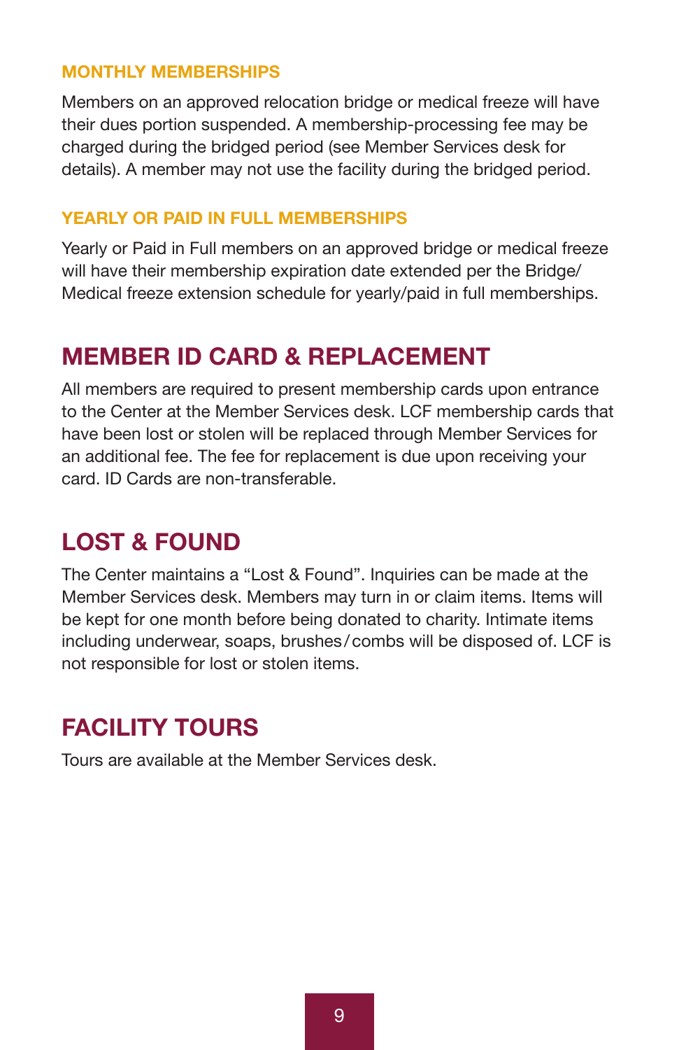### MONTHLY MEMBERSHIPS

Members on an approved relocation bridge or medical freeze will have their dues portion suspended. A membership-processing fee may be charged during the bridged period (see Member Services desk for details). A member may not use the facility during the bridged period.

### YEARLY OR PAID IN FULL MEMBERSHIPS

Yearly or Paid in Full members on an approved bridge or medical freeze will have their membership expiration date extended per the Bridge/ Medical freeze extension schedule for yearly/paid in full memberships.

## MEMBER ID CARD & REPLACEMENT

All members are required to present membership cards upon entrance to the Center at the Member Services desk. LCF membership cards that have been lost or stolen will be replaced through Member Services for an additional fee. The fee for replacement is due upon receiving your card. ID Cards are non-transferable.

## LOST & FOUND

The Center maintains a "Lost & Found". Inquiries can be made at the Member Services desk. Members may turn in or claim items. Items will be kept for one month before being donated to charity. Intimate items including underwear, soaps, brushes/combs will be disposed of. LCF is not responsible for lost or stolen items.

## FACILITY TOURS

Tours are available at the Member Services desk.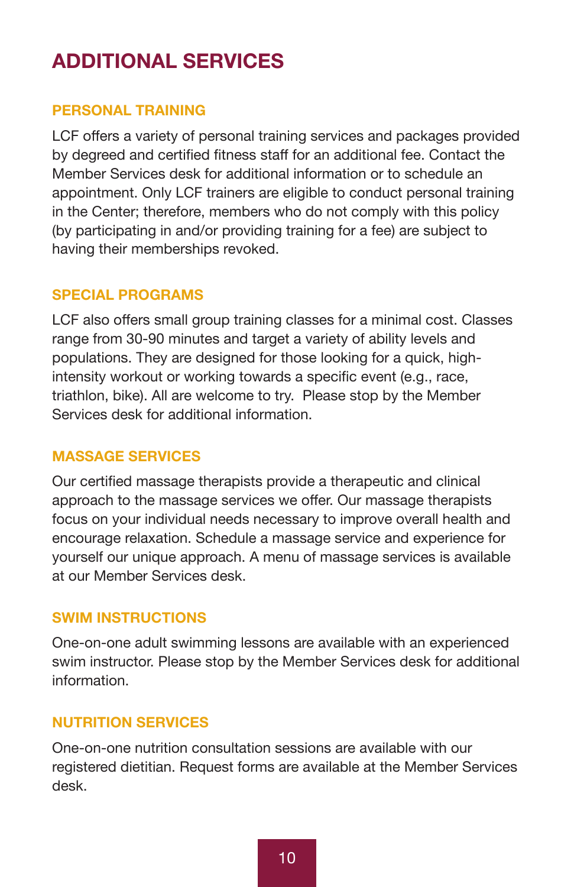# ADDITIONAL SERVICES

## PERSONAL TRAINING

LCF offers a variety of personal training services and packages provided by degreed and certified fitness staff for an additional fee. Contact the Member Services desk for additional information or to schedule an appointment. Only LCF trainers are eligible to conduct personal training in the Center; therefore, members who do not comply with this policy (by participating in and/or providing training for a fee) are subject to having their memberships revoked.

## SPECIAL PROGRAMS

LCF also offers small group training classes for a minimal cost. Classes range from 30-90 minutes and target a variety of ability levels and populations. They are designed for those looking for a quick, high-intensity workout or working towards a specific event (e.g., race, triathlon, bike). All are welcome to try.  Please stop by the Member Services desk for additional information.

## MASSAGE SERVICES

Our certified massage therapists provide a therapeutic and clinical approach to the massage services we offer. Our massage therapists focus on your individual needs necessary to improve overall health and encourage relaxation. Schedule a massage service and experience for yourself our unique approach. A menu of massage services is available at our Member Services desk.

## SWIM INSTRUCTIONS

One-on-one adult swimming lessons are available with an experienced swim instructor. Please stop by the Member Services desk for additional information.

## NUTRITION SERVICES

One-on-one nutrition consultation sessions are available with our registered dietitian. Request forms are available at the Member Services desk.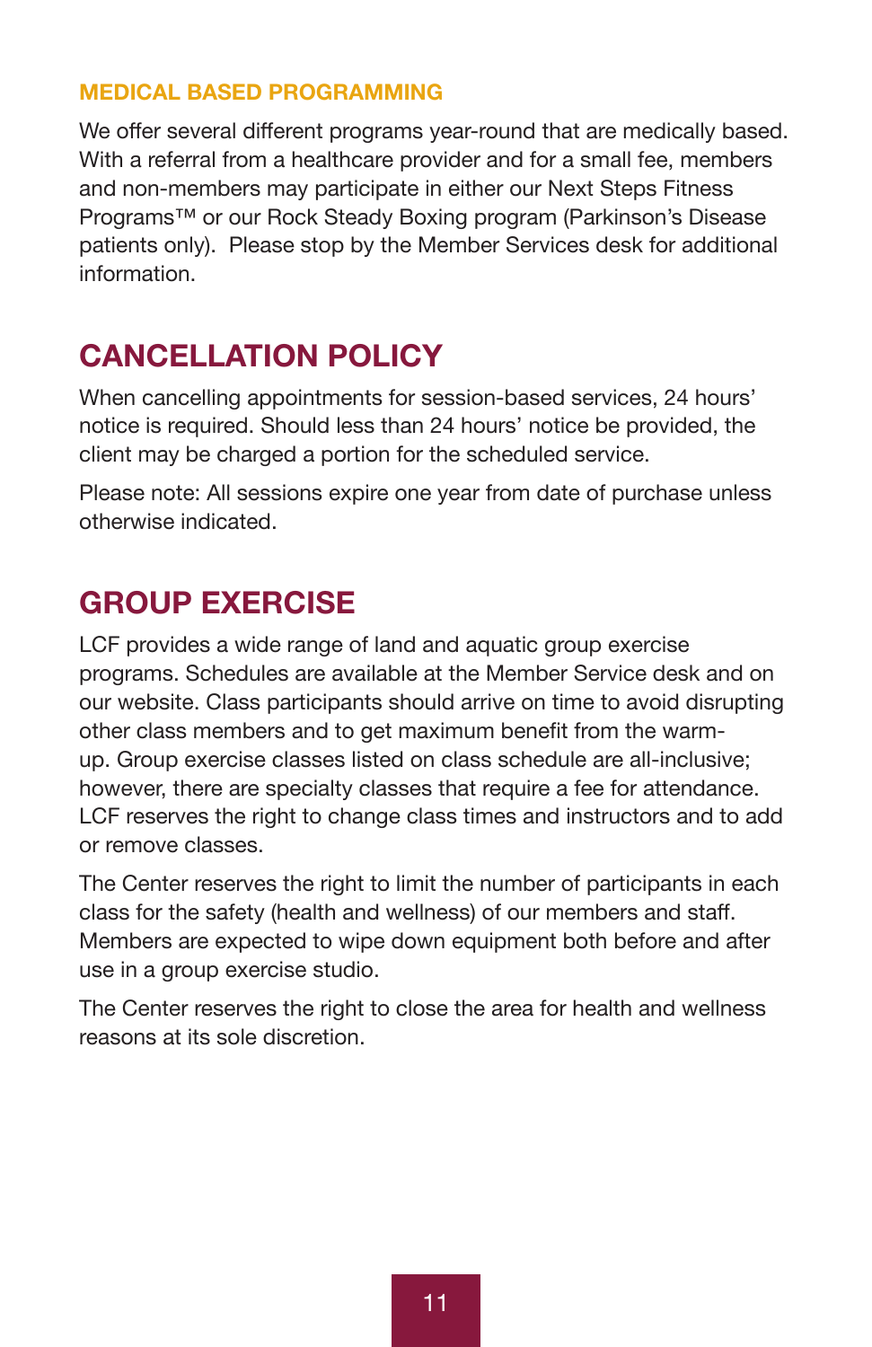### MEDICAL BASED PROGRAMMING

We offer several different programs year-round that are medically based. With a referral from a healthcare provider and for a small fee, members and non-members may participate in either our Next Steps Fitness Programs™ or our Rock Steady Boxing program (Parkinson's Disease patients only). Please stop by the Member Services desk for additional information.

## CANCELLATION POLICY

When cancelling appointments for session-based services, 24 hours' notice is required. Should less than 24 hours' notice be provided, the client may be charged a portion for the scheduled service.

Please note: All sessions expire one year from date of purchase unless otherwise indicated.

## GROUP EXERCISE

LCF provides a wide range of land and aquatic group exercise programs. Schedules are available at the Member Service desk and on our website. Class participants should arrive on time to avoid disrupting other class members and to get maximum benefit from the warm-up. Group exercise classes listed on class schedule are all-inclusive; however, there are specialty classes that require a fee for attendance. LCF reserves the right to change class times and instructors and to add or remove classes.

The Center reserves the right to limit the number of participants in each class for the safety (health and wellness) of our members and staff. Members are expected to wipe down equipment both before and after use in a group exercise studio.

The Center reserves the right to close the area for health and wellness reasons at its sole discretion.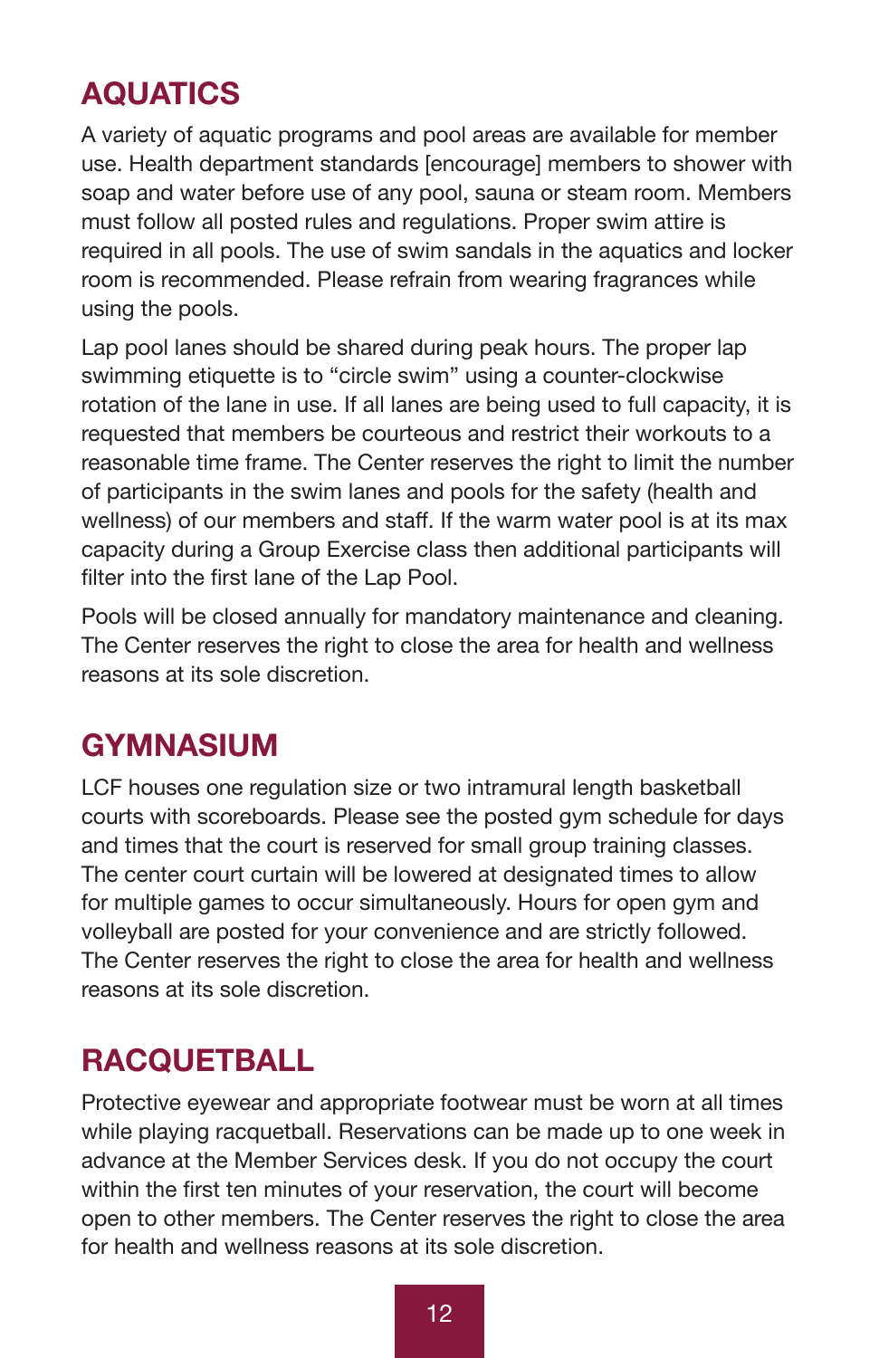## AQUATICS

A variety of aquatic programs and pool areas are available for member use. Health department standards [encourage] members to shower with soap and water before use of any pool, sauna or steam room. Members must follow all posted rules and regulations. Proper swim attire is required in all pools. The use of swim sandals in the aquatics and locker room is recommended. Please refrain from wearing fragrances while using the pools.

Lap pool lanes should be shared during peak hours. The proper lap swimming etiquette is to "circle swim" using a counter-clockwise rotation of the lane in use. If all lanes are being used to full capacity, it is requested that members be courteous and restrict their workouts to a reasonable time frame. The Center reserves the right to limit the number of participants in the swim lanes and pools for the safety (health and wellness) of our members and staff. If the warm water pool is at its max capacity during a Group Exercise class then additional participants will filter into the first lane of the Lap Pool.

Pools will be closed annually for mandatory maintenance and cleaning. The Center reserves the right to close the area for health and wellness reasons at its sole discretion.

## GYMNASIUM

LCF houses one regulation size or two intramural length basketball courts with scoreboards. Please see the posted gym schedule for days and times that the court is reserved for small group training classes. The center court curtain will be lowered at designated times to allow for multiple games to occur simultaneously. Hours for open gym and volleyball are posted for your convenience and are strictly followed. The Center reserves the right to close the area for health and wellness reasons at its sole discretion.

## RACQUETBALL

Protective eyewear and appropriate footwear must be worn at all times while playing racquetball. Reservations can be made up to one week in advance at the Member Services desk. If you do not occupy the court within the first ten minutes of your reservation, the court will become open to other members. The Center reserves the right to close the area for health and wellness reasons at its sole discretion.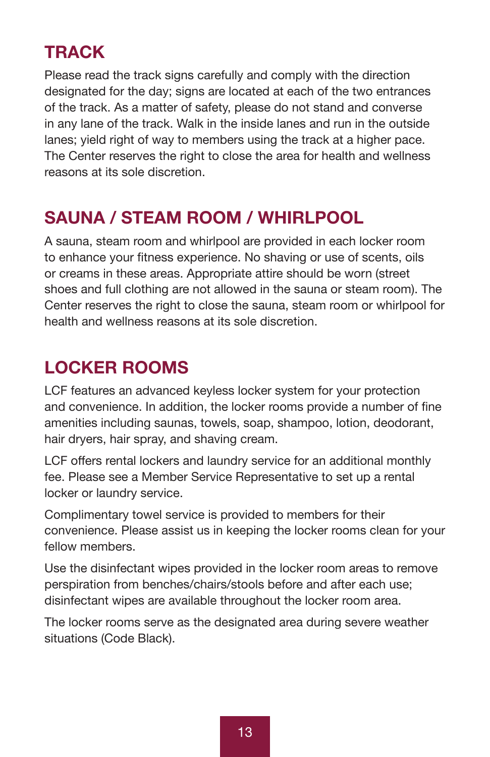## TRACK

Please read the track signs carefully and comply with the direction designated for the day; signs are located at each of the two entrances of the track. As a matter of safety, please do not stand and converse in any lane of the track. Walk in the inside lanes and run in the outside lanes; yield right of way to members using the track at a higher pace. The Center reserves the right to close the area for health and wellness reasons at its sole discretion.

## SAUNA / STEAM ROOM / WHIRLPOOL

A sauna, steam room and whirlpool are provided in each locker room to enhance your fitness experience. No shaving or use of scents, oils or creams in these areas. Appropriate attire should be worn (street shoes and full clothing are not allowed in the sauna or steam room). The Center reserves the right to close the sauna, steam room or whirlpool for health and wellness reasons at its sole discretion.

## LOCKER ROOMS

LCF features an advanced keyless locker system for your protection and convenience. In addition, the locker rooms provide a number of fine amenities including saunas, towels, soap, shampoo, lotion, deodorant, hair dryers, hair spray, and shaving cream.

LCF offers rental lockers and laundry service for an additional monthly fee. Please see a Member Service Representative to set up a rental locker or laundry service.

Complimentary towel service is provided to members for their convenience. Please assist us in keeping the locker rooms clean for your fellow members.

Use the disinfectant wipes provided in the locker room areas to remove perspiration from benches/chairs/stools before and after each use; disinfectant wipes are available throughout the locker room area.

The locker rooms serve as the designated area during severe weather situations (Code Black).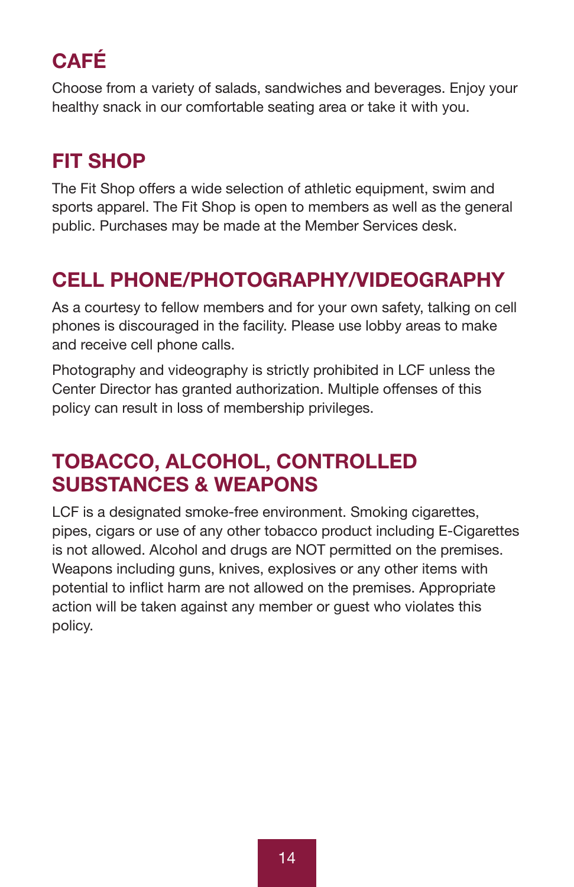## CAFÉ

Choose from a variety of salads, sandwiches and beverages. Enjoy your healthy snack in our comfortable seating area or take it with you.

## FIT SHOP

The Fit Shop offers a wide selection of athletic equipment, swim and sports apparel. The Fit Shop is open to members as well as the general public. Purchases may be made at the Member Services desk.

## CELL PHONE/PHOTOGRAPHY/VIDEOGRAPHY

As a courtesy to fellow members and for your own safety, talking on cell phones is discouraged in the facility. Please use lobby areas to make and receive cell phone calls.

Photography and videography is strictly prohibited in LCF unless the Center Director has granted authorization. Multiple offenses of this policy can result in loss of membership privileges.

## TOBACCO, ALCOHOL, CONTROLLED SUBSTANCES & WEAPONS

LCF is a designated smoke-free environment. Smoking cigarettes, pipes, cigars or use of any other tobacco product including E-Cigarettes is not allowed. Alcohol and drugs are NOT permitted on the premises. Weapons including guns, knives, explosives or any other items with potential to inflict harm are not allowed on the premises. Appropriate action will be taken against any member or guest who violates this policy.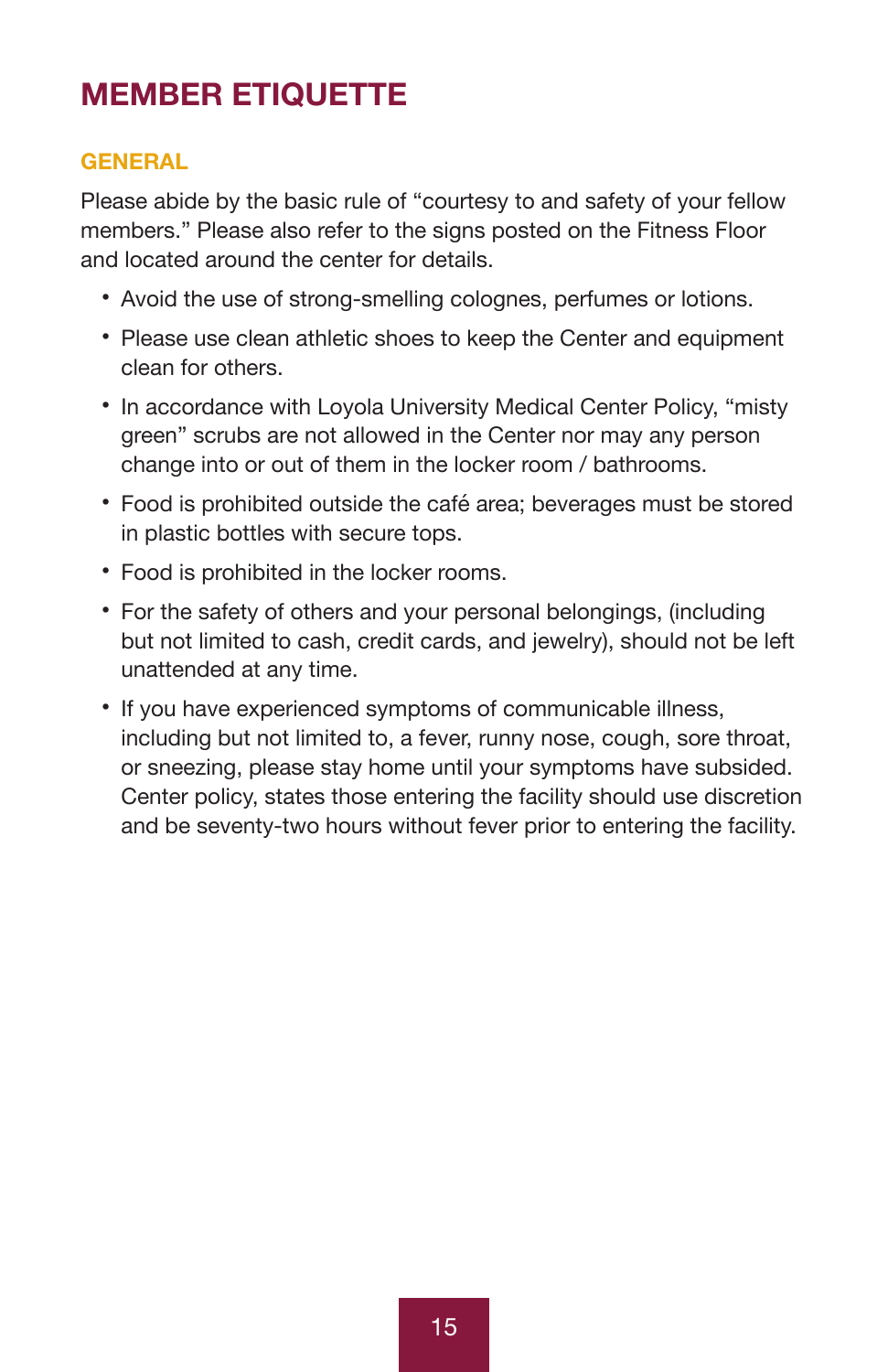# MEMBER ETIQUETTE

## GENERAL

Please abide by the basic rule of "courtesy to and safety of your fellow members." Please also refer to the signs posted on the Fitness Floor and located around the center for details.

- Avoid the use of strong-smelling colognes, perfumes or lotions.
- Please use clean athletic shoes to keep the Center and equipment clean for others.
- In accordance with Loyola University Medical Center Policy, "misty green" scrubs are not allowed in the Center nor may any person change into or out of them in the locker room / bathrooms.
- Food is prohibited outside the café area; beverages must be stored in plastic bottles with secure tops.
- Food is prohibited in the locker rooms.
- For the safety of others and your personal belongings, (including but not limited to cash, credit cards, and jewelry), should not be left unattended at any time.
- If you have experienced symptoms of communicable illness, including but not limited to, a fever, runny nose, cough, sore throat, or sneezing, please stay home until your symptoms have subsided. Center policy, states those entering the facility should use discretion and be seventy-two hours without fever prior to entering the facility.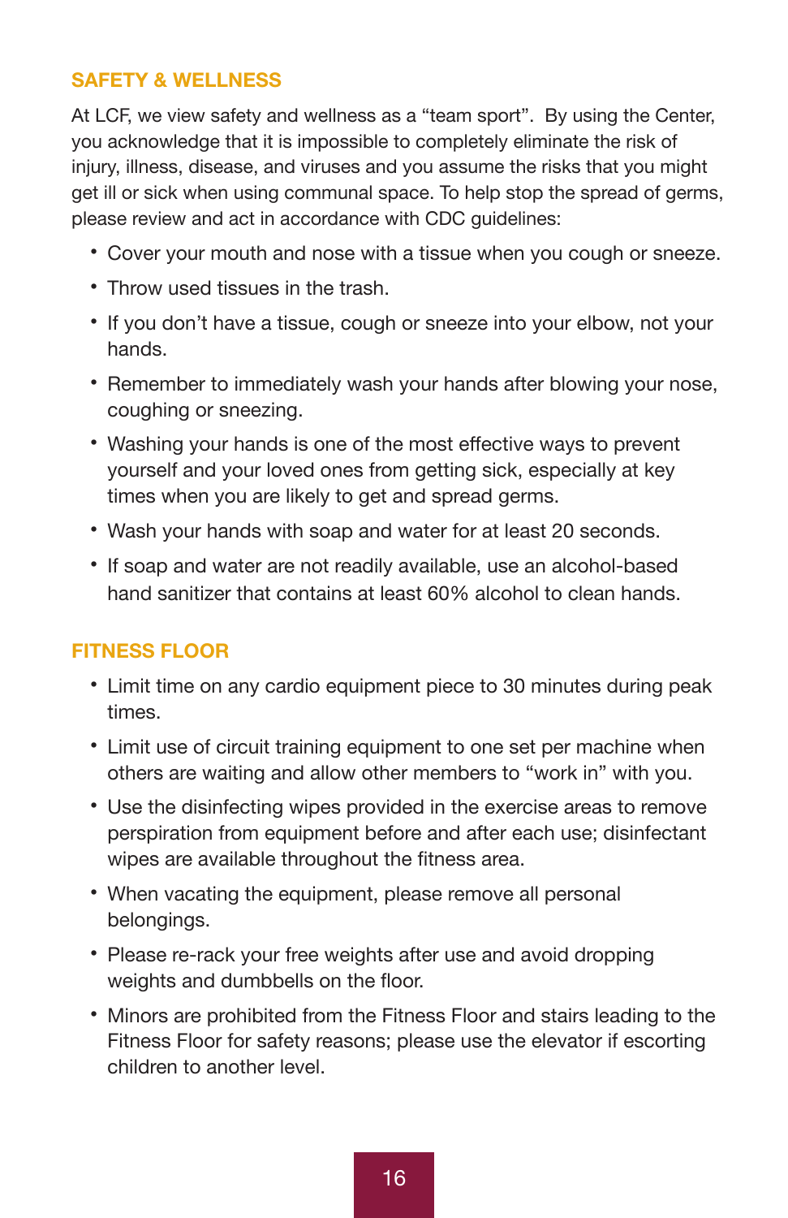## SAFETY & WELLNESS

At LCF, we view safety and wellness as a "team sport". By using the Center, you acknowledge that it is impossible to completely eliminate the risk of injury, illness, disease, and viruses and you assume the risks that you might get ill or sick when using communal space. To help stop the spread of germs, please review and act in accordance with CDC guidelines:

- Cover your mouth and nose with a tissue when you cough or sneeze.
- Throw used tissues in the trash.
- If you don't have a tissue, cough or sneeze into your elbow, not your hands.
- Remember to immediately wash your hands after blowing your nose, coughing or sneezing.
- Washing your hands is one of the most effective ways to prevent yourself and your loved ones from getting sick, especially at key times when you are likely to get and spread germs.
- Wash your hands with soap and water for at least 20 seconds.
- If soap and water are not readily available, use an alcohol-based hand sanitizer that contains at least 60% alcohol to clean hands.

## FITNESS FLOOR

- Limit time on any cardio equipment piece to 30 minutes during peak times.
- Limit use of circuit training equipment to one set per machine when others are waiting and allow other members to "work in" with you.
- Use the disinfecting wipes provided in the exercise areas to remove perspiration from equipment before and after each use; disinfectant wipes are available throughout the fitness area.
- When vacating the equipment, please remove all personal belongings.
- Please re-rack your free weights after use and avoid dropping weights and dumbbells on the floor.
- Minors are prohibited from the Fitness Floor and stairs leading to the Fitness Floor for safety reasons; please use the elevator if escorting children to another level.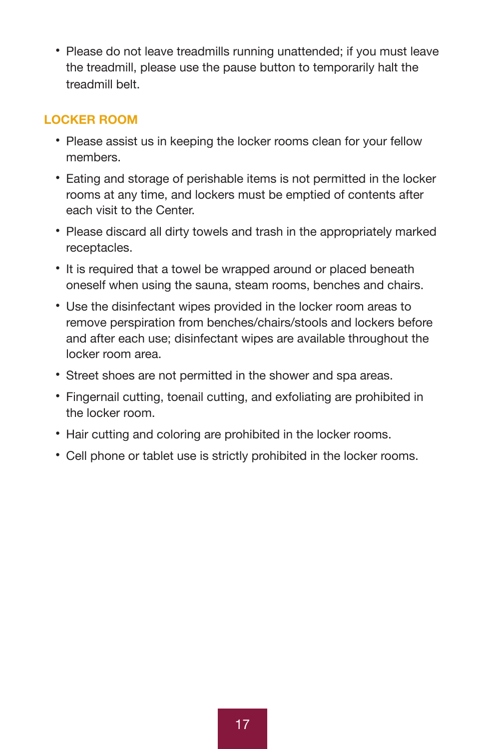- Please do not leave treadmills running unattended; if you must leave the treadmill, please use the pause button to temporarily halt the treadmill belt.

## LOCKER ROOM

- Please assist us in keeping the locker rooms clean for your fellow members.
- Eating and storage of perishable items is not permitted in the locker rooms at any time, and lockers must be emptied of contents after each visit to the Center.
- Please discard all dirty towels and trash in the appropriately marked receptacles.
- It is required that a towel be wrapped around or placed beneath oneself when using the sauna, steam rooms, benches and chairs.
- Use the disinfectant wipes provided in the locker room areas to remove perspiration from benches/chairs/stools and lockers before and after each use; disinfectant wipes are available throughout the locker room area.
- Street shoes are not permitted in the shower and spa areas.
- Fingernail cutting, toenail cutting, and exfoliating are prohibited in the locker room.
- Hair cutting and coloring are prohibited in the locker rooms.
- Cell phone or tablet use is strictly prohibited in the locker rooms.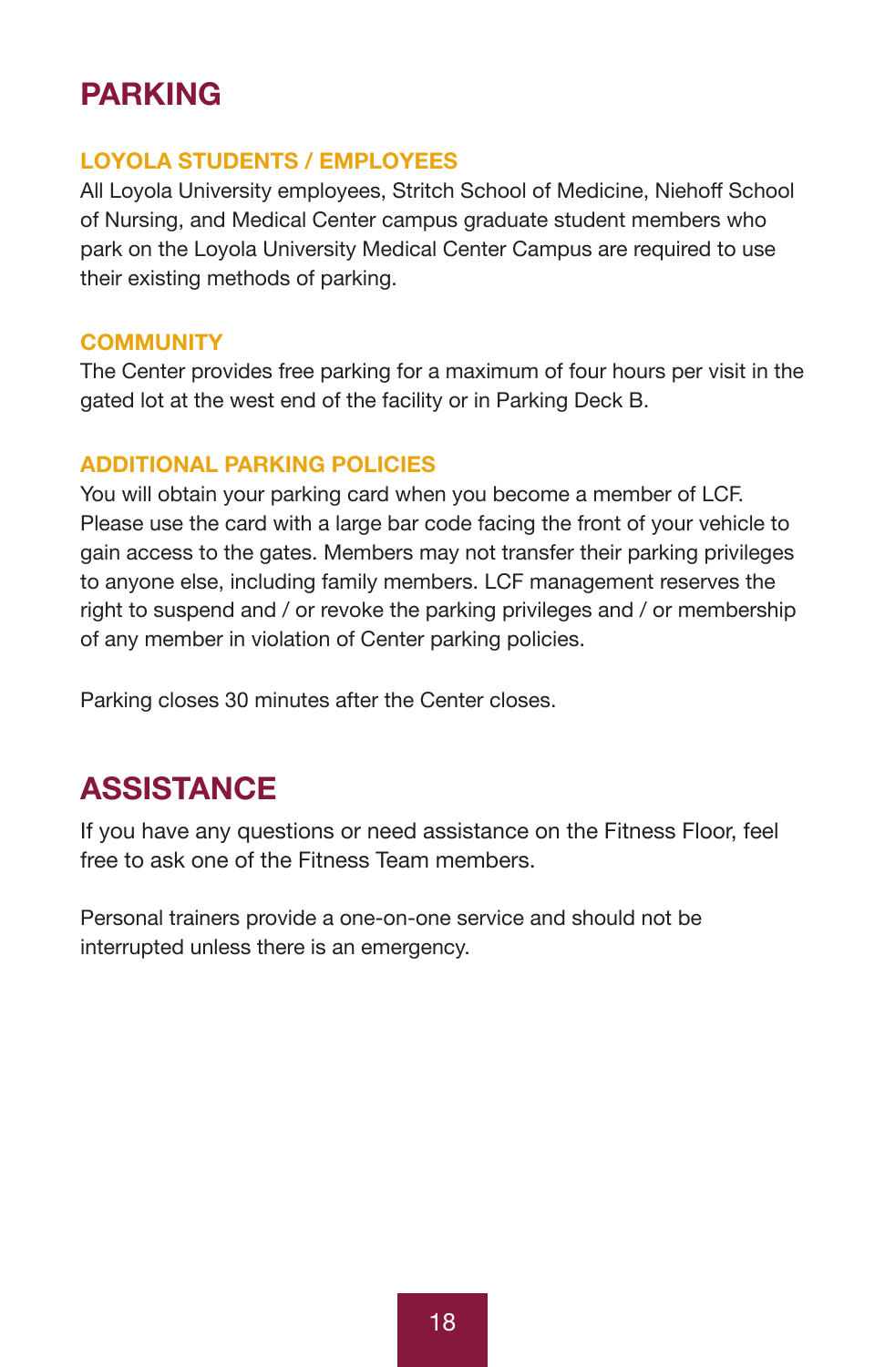# PARKING

## LOYOLA STUDENTS / EMPLOYEES

All Loyola University employees, Stritch School of Medicine, Niehoff School of Nursing, and Medical Center campus graduate student members who park on the Loyola University Medical Center Campus are required to use their existing methods of parking.

## COMMUNITY

The Center provides free parking for a maximum of four hours per visit in the gated lot at the west end of the facility or in Parking Deck B.

## ADDITIONAL PARKING POLICIES

You will obtain your parking card when you become a member of LCF. Please use the card with a large bar code facing the front of your vehicle to gain access to the gates. Members may not transfer their parking privileges to anyone else, including family members. LCF management reserves the right to suspend and / or revoke the parking privileges and / or membership of any member in violation of Center parking policies.

Parking closes 30 minutes after the Center closes.

# ASSISTANCE

If you have any questions or need assistance on the Fitness Floor, feel free to ask one of the Fitness Team members.

Personal trainers provide a one-on-one service and should not be interrupted unless there is an emergency.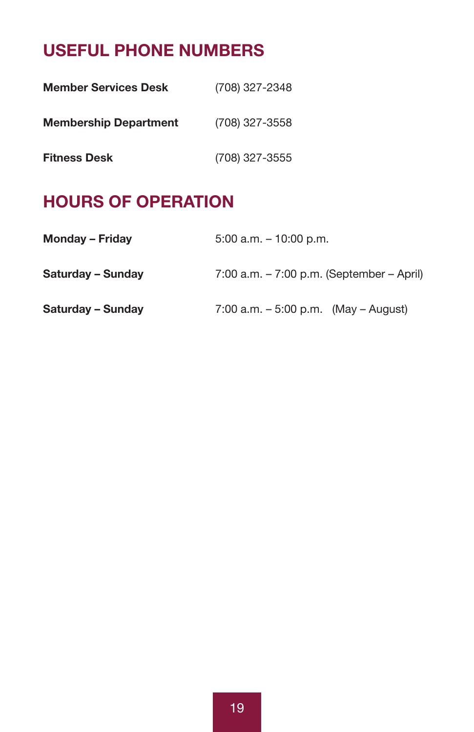## USEFUL PHONE NUMBERS

| | |
|---|---|
| **Member Services Desk** | (708) 327-2348 |
| **Membership Department** | (708) 327-3558 |
| **Fitness Desk** | (708) 327-3555 |

## HOURS OF OPERATION

| | |
|---|---|
| **Monday – Friday** | 5:00 a.m. – 10:00 p.m. |
| **Saturday – Sunday** | 7:00 a.m. – 7:00 p.m. (September – April) |
| **Saturday – Sunday** | 7:00 a.m. – 5:00 p.m. (May – August) |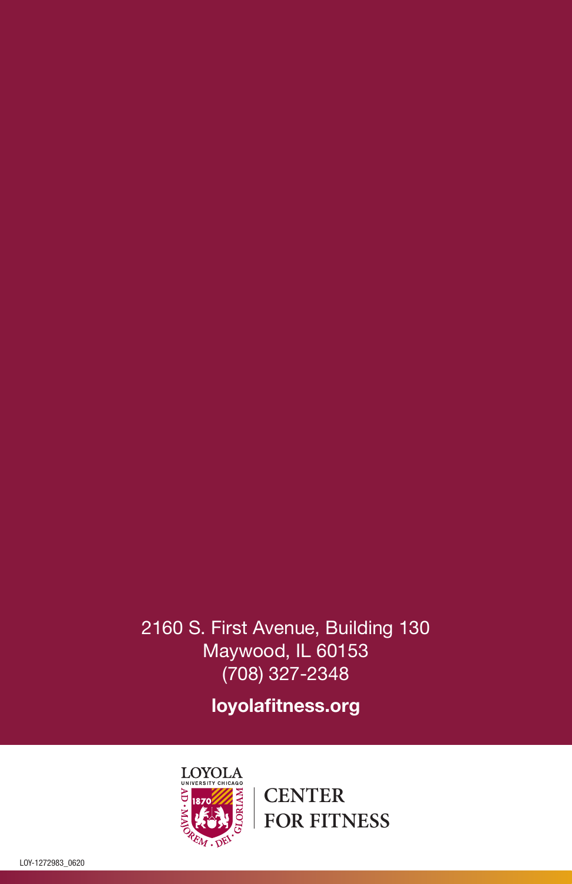2160 S. First Avenue, Building 130
Maywood, IL 60153
(708) 327-2348

**loyolafitness.org**

LOYOLA
UNIVERSITY CHICAGO

CENTER
FOR FITNESS

LOY-1272983_0620